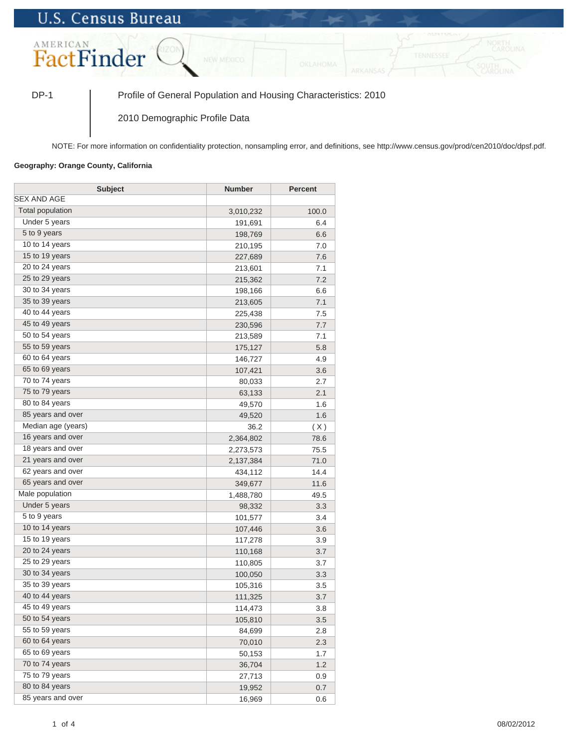U.S. Census Bureau

AMERICAN FactFinder

DP-1 | Profile of General Population and Housing Characteristics: 2010

2010 Demographic Profile Data

NOTE: For more information on confidentiality protection, nonsampling error, and definitions, see http://www.census.gov/prod/cen2010/doc/dpsf.pdf.

**Geography: Orange County, California**

| Subject | Number | Percent |
|---|---|---|
| SEX AND AGE | | |
| Total population | 3,010,232 | 100.0 |
| Under 5 years | 191,691 | 6.4 |
| 5 to 9 years | 198,769 | 6.6 |
| 10 to 14 years | 210,195 | 7.0 |
| 15 to 19 years | 227,689 | 7.6 |
| 20 to 24 years | 213,601 | 7.1 |
| 25 to 29 years | 215,362 | 7.2 |
| 30 to 34 years | 198,166 | 6.6 |
| 35 to 39 years | 213,605 | 7.1 |
| 40 to 44 years | 225,438 | 7.5 |
| 45 to 49 years | 230,596 | 7.7 |
| 50 to 54 years | 213,589 | 7.1 |
| 55 to 59 years | 175,127 | 5.8 |
| 60 to 64 years | 146,727 | 4.9 |
| 65 to 69 years | 107,421 | 3.6 |
| 70 to 74 years | 80,033 | 2.7 |
| 75 to 79 years | 63,133 | 2.1 |
| 80 to 84 years | 49,570 | 1.6 |
| 85 years and over | 49,520 | 1.6 |
| Median age (years) | 36.2 | ( X ) |
| 16 years and over | 2,364,802 | 78.6 |
| 18 years and over | 2,273,573 | 75.5 |
| 21 years and over | 2,137,384 | 71.0 |
| 62 years and over | 434,112 | 14.4 |
| 65 years and over | 349,677 | 11.6 |
| Male population | 1,488,780 | 49.5 |
| Under 5 years | 98,332 | 3.3 |
| 5 to 9 years | 101,577 | 3.4 |
| 10 to 14 years | 107,446 | 3.6 |
| 15 to 19 years | 117,278 | 3.9 |
| 20 to 24 years | 110,168 | 3.7 |
| 25 to 29 years | 110,805 | 3.7 |
| 30 to 34 years | 100,050 | 3.3 |
| 35 to 39 years | 105,316 | 3.5 |
| 40 to 44 years | 111,325 | 3.7 |
| 45 to 49 years | 114,473 | 3.8 |
| 50 to 54 years | 105,810 | 3.5 |
| 55 to 59 years | 84,699 | 2.8 |
| 60 to 64 years | 70,010 | 2.3 |
| 65 to 69 years | 50,153 | 1.7 |
| 70 to 74 years | 36,704 | 1.2 |
| 75 to 79 years | 27,713 | 0.9 |
| 80 to 84 years | 19,952 | 0.7 |
| 85 years and over | 16,969 | 0.6 |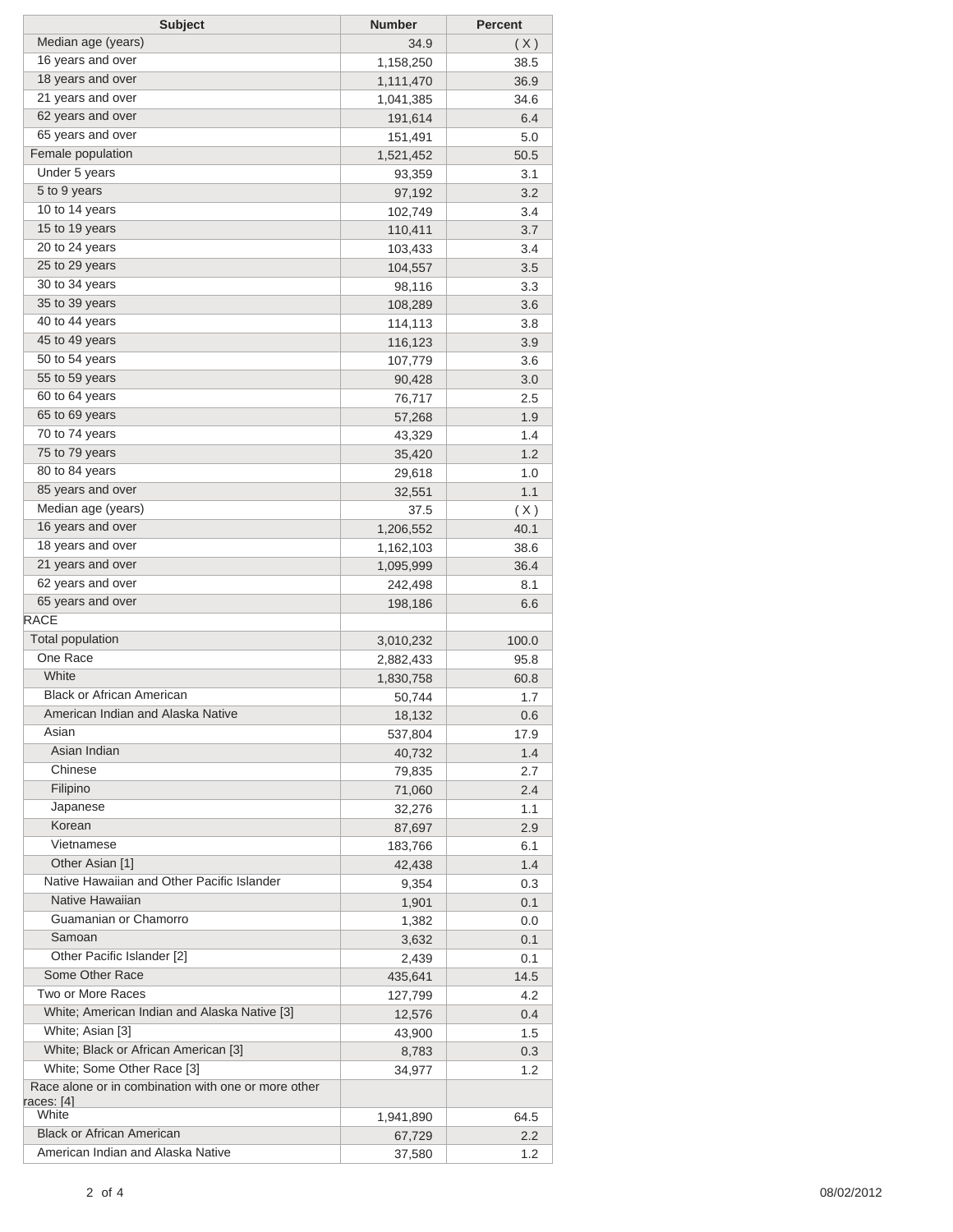| Subject | Number | Percent |
|---|---|---|
| Median age (years) | 34.9 | ( X ) |
| 16 years and over | 1,158,250 | 38.5 |
| 18 years and over | 1,111,470 | 36.9 |
| 21 years and over | 1,041,385 | 34.6 |
| 62 years and over | 191,614 | 6.4 |
| 65 years and over | 151,491 | 5.0 |
| Female population | 1,521,452 | 50.5 |
| Under 5 years | 93,359 | 3.1 |
| 5 to 9 years | 97,192 | 3.2 |
| 10 to 14 years | 102,749 | 3.4 |
| 15 to 19 years | 110,411 | 3.7 |
| 20 to 24 years | 103,433 | 3.4 |
| 25 to 29 years | 104,557 | 3.5 |
| 30 to 34 years | 98,116 | 3.3 |
| 35 to 39 years | 108,289 | 3.6 |
| 40 to 44 years | 114,113 | 3.8 |
| 45 to 49 years | 116,123 | 3.9 |
| 50 to 54 years | 107,779 | 3.6 |
| 55 to 59 years | 90,428 | 3.0 |
| 60 to 64 years | 76,717 | 2.5 |
| 65 to 69 years | 57,268 | 1.9 |
| 70 to 74 years | 43,329 | 1.4 |
| 75 to 79 years | 35,420 | 1.2 |
| 80 to 84 years | 29,618 | 1.0 |
| 85 years and over | 32,551 | 1.1 |
| Median age (years) | 37.5 | ( X ) |
| 16 years and over | 1,206,552 | 40.1 |
| 18 years and over | 1,162,103 | 38.6 |
| 21 years and over | 1,095,999 | 36.4 |
| 62 years and over | 242,498 | 8.1 |
| 65 years and over | 198,186 | 6.6 |
| RACE | | |
| Total population | 3,010,232 | 100.0 |
| One Race | 2,882,433 | 95.8 |
| White | 1,830,758 | 60.8 |
| Black or African American | 50,744 | 1.7 |
| American Indian and Alaska Native | 18,132 | 0.6 |
| Asian | 537,804 | 17.9 |
| Asian Indian | 40,732 | 1.4 |
| Chinese | 79,835 | 2.7 |
| Filipino | 71,060 | 2.4 |
| Japanese | 32,276 | 1.1 |
| Korean | 87,697 | 2.9 |
| Vietnamese | 183,766 | 6.1 |
| Other Asian [1] | 42,438 | 1.4 |
| Native Hawaiian and Other Pacific Islander | 9,354 | 0.3 |
| Native Hawaiian | 1,901 | 0.1 |
| Guamanian or Chamorro | 1,382 | 0.0 |
| Samoan | 3,632 | 0.1 |
| Other Pacific Islander [2] | 2,439 | 0.1 |
| Some Other Race | 435,641 | 14.5 |
| Two or More Races | 127,799 | 4.2 |
| White; American Indian and Alaska Native [3] | 12,576 | 0.4 |
| White; Asian [3] | 43,900 | 1.5 |
| White; Black or African American [3] | 8,783 | 0.3 |
| White; Some Other Race [3] | 34,977 | 1.2 |
| Race alone or in combination with one or more other races: [4] | | |
| White | 1,941,890 | 64.5 |
| Black or African American | 67,729 | 2.2 |
| American Indian and Alaska Native | 37,580 | 1.2 |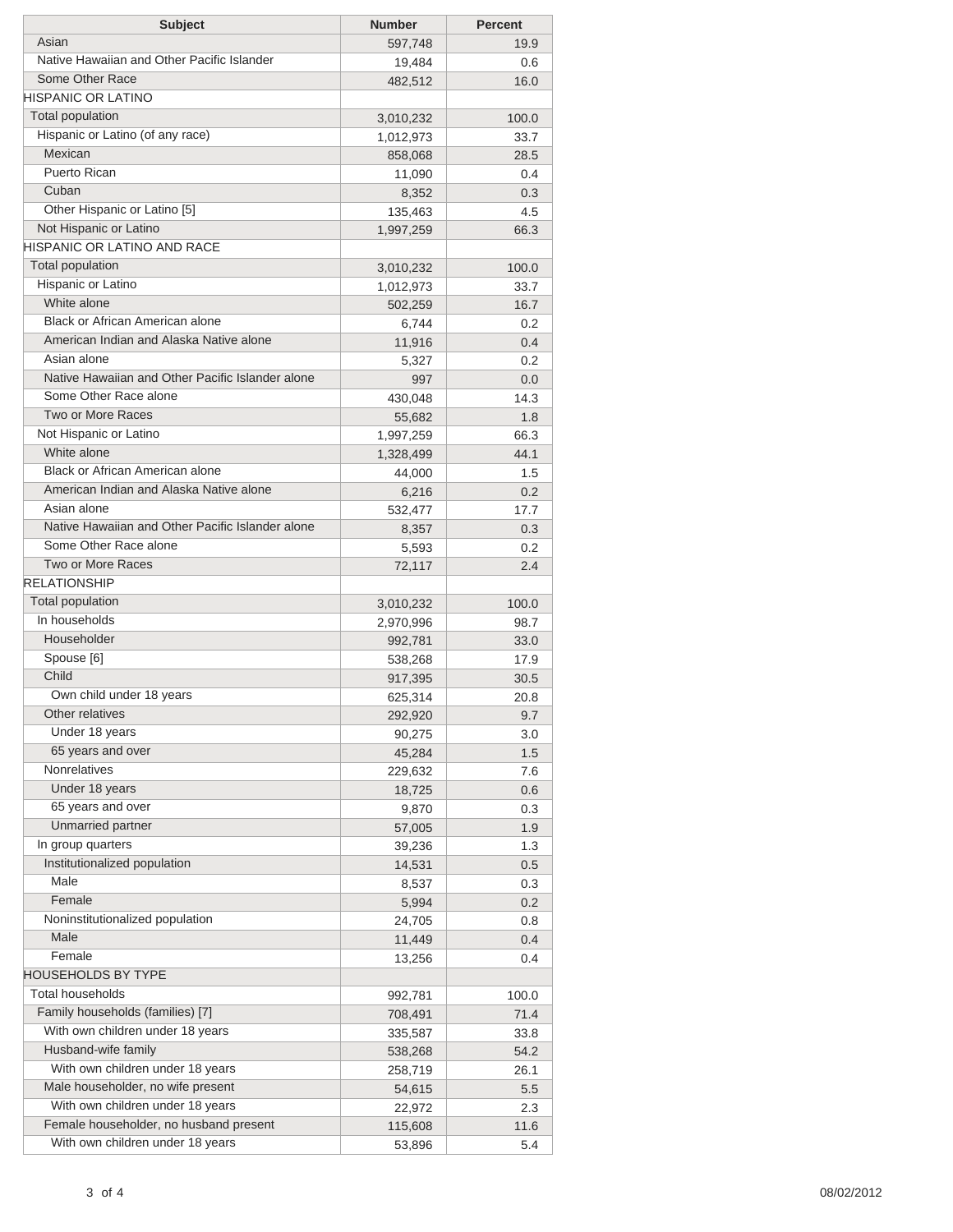| Subject | Number | Percent |
| --- | --- | --- |
| Asian | 597,748 | 19.9 |
| Native Hawaiian and Other Pacific Islander | 19,484 | 0.6 |
| Some Other Race | 482,512 | 16.0 |
| HISPANIC OR LATINO | | |
| Total population | 3,010,232 | 100.0 |
| Hispanic or Latino (of any race) | 1,012,973 | 33.7 |
| Mexican | 858,068 | 28.5 |
| Puerto Rican | 11,090 | 0.4 |
| Cuban | 8,352 | 0.3 |
| Other Hispanic or Latino [5] | 135,463 | 4.5 |
| Not Hispanic or Latino | 1,997,259 | 66.3 |
| HISPANIC OR LATINO AND RACE | | |
| Total population | 3,010,232 | 100.0 |
| Hispanic or Latino | 1,012,973 | 33.7 |
| White alone | 502,259 | 16.7 |
| Black or African American alone | 6,744 | 0.2 |
| American Indian and Alaska Native alone | 11,916 | 0.4 |
| Asian alone | 5,327 | 0.2 |
| Native Hawaiian and Other Pacific Islander alone | 997 | 0.0 |
| Some Other Race alone | 430,048 | 14.3 |
| Two or More Races | 55,682 | 1.8 |
| Not Hispanic or Latino | 1,997,259 | 66.3 |
| White alone | 1,328,499 | 44.1 |
| Black or African American alone | 44,000 | 1.5 |
| American Indian and Alaska Native alone | 6,216 | 0.2 |
| Asian alone | 532,477 | 17.7 |
| Native Hawaiian and Other Pacific Islander alone | 8,357 | 0.3 |
| Some Other Race alone | 5,593 | 0.2 |
| Two or More Races | 72,117 | 2.4 |
| RELATIONSHIP | | |
| Total population | 3,010,232 | 100.0 |
| In households | 2,970,996 | 98.7 |
| Householder | 992,781 | 33.0 |
| Spouse [6] | 538,268 | 17.9 |
| Child | 917,395 | 30.5 |
| Own child under 18 years | 625,314 | 20.8 |
| Other relatives | 292,920 | 9.7 |
| Under 18 years | 90,275 | 3.0 |
| 65 years and over | 45,284 | 1.5 |
| Nonrelatives | 229,632 | 7.6 |
| Under 18 years | 18,725 | 0.6 |
| 65 years and over | 9,870 | 0.3 |
| Unmarried partner | 57,005 | 1.9 |
| In group quarters | 39,236 | 1.3 |
| Institutionalized population | 14,531 | 0.5 |
| Male | 8,537 | 0.3 |
| Female | 5,994 | 0.2 |
| Noninstitutionalized population | 24,705 | 0.8 |
| Male | 11,449 | 0.4 |
| Female | 13,256 | 0.4 |
| HOUSEHOLDS BY TYPE | | |
| Total households | 992,781 | 100.0 |
| Family households (families) [7] | 708,491 | 71.4 |
| With own children under 18 years | 335,587 | 33.8 |
| Husband-wife family | 538,268 | 54.2 |
| With own children under 18 years | 258,719 | 26.1 |
| Male householder, no wife present | 54,615 | 5.5 |
| With own children under 18 years | 22,972 | 2.3 |
| Female householder, no husband present | 115,608 | 11.6 |
| With own children under 18 years | 53,896 | 5.4 |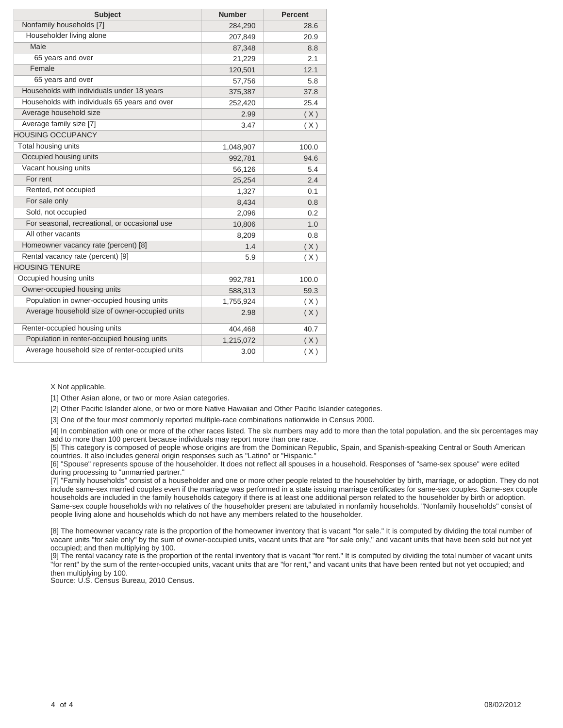| Subject | Number | Percent |
|---|---|---|
| Nonfamily households [7] | 284,290 | 28.6 |
| Householder living alone | 207,849 | 20.9 |
| Male | 87,348 | 8.8 |
| 65 years and over | 21,229 | 2.1 |
| Female | 120,501 | 12.1 |
| 65 years and over | 57,756 | 5.8 |
| Households with individuals under 18 years | 375,387 | 37.8 |
| Households with individuals 65 years and over | 252,420 | 25.4 |
| Average household size | 2.99 | ( X ) |
| Average family size [7] | 3.47 | ( X ) |
| HOUSING OCCUPANCY | | |
| Total housing units | 1,048,907 | 100.0 |
| Occupied housing units | 992,781 | 94.6 |
| Vacant housing units | 56,126 | 5.4 |
| For rent | 25,254 | 2.4 |
| Rented, not occupied | 1,327 | 0.1 |
| For sale only | 8,434 | 0.8 |
| Sold, not occupied | 2,096 | 0.2 |
| For seasonal, recreational, or occasional use | 10,806 | 1.0 |
| All other vacants | 8,209 | 0.8 |
| Homeowner vacancy rate (percent) [8] | 1.4 | ( X ) |
| Rental vacancy rate (percent) [9] | 5.9 | ( X ) |
| HOUSING TENURE | | |
| Occupied housing units | 992,781 | 100.0 |
| Owner-occupied housing units | 588,313 | 59.3 |
| Population in owner-occupied housing units | 1,755,924 | ( X ) |
| Average household size of owner-occupied units | 2.98 | ( X ) |
| Renter-occupied housing units | 404,468 | 40.7 |
| Population in renter-occupied housing units | 1,215,072 | ( X ) |
| Average household size of renter-occupied units | 3.00 | ( X ) |

X Not applicable.

[1] Other Asian alone, or two or more Asian categories.

[2] Other Pacific Islander alone, or two or more Native Hawaiian and Other Pacific Islander categories.

[3] One of the four most commonly reported multiple-race combinations nationwide in Census 2000.

[4] In combination with one or more of the other races listed. The six numbers may add to more than the total population, and the six percentages may add to more than 100 percent because individuals may report more than one race.

[5] This category is composed of people whose origins are from the Dominican Republic, Spain, and Spanish-speaking Central or South American countries. It also includes general origin responses such as "Latino" or "Hispanic."

[6] "Spouse" represents spouse of the householder. It does not reflect all spouses in a household. Responses of "same-sex spouse" were edited during processing to "unmarried partner."

[7] "Family households" consist of a householder and one or more other people related to the householder by birth, marriage, or adoption. They do not include same-sex married couples even if the marriage was performed in a state issuing marriage certificates for same-sex couples. Same-sex couple households are included in the family households category if there is at least one additional person related to the householder by birth or adoption. Same-sex couple households with no relatives of the householder present are tabulated in nonfamily households. "Nonfamily households" consist of people living alone and households which do not have any members related to the householder.

[8] The homeowner vacancy rate is the proportion of the homeowner inventory that is vacant "for sale." It is computed by dividing the total number of vacant units "for sale only" by the sum of owner-occupied units, vacant units that are "for sale only," and vacant units that have been sold but not yet occupied; and then multiplying by 100.

[9] The rental vacancy rate is the proportion of the rental inventory that is vacant "for rent." It is computed by dividing the total number of vacant units "for rent" by the sum of the renter-occupied units, vacant units that are "for rent," and vacant units that have been rented but not yet occupied; and then multiplying by 100.

Source: U.S. Census Bureau, 2010 Census.

08/02/2012